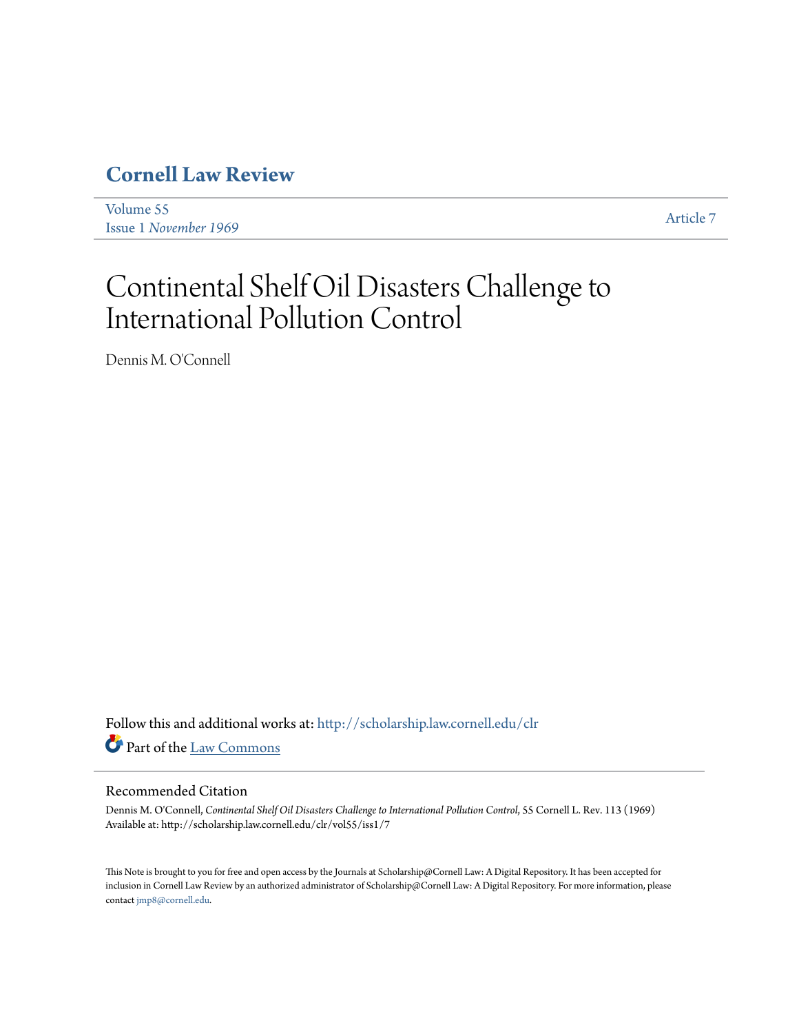# Cornell Law Review

Volume 55
Issue 1 *November 1969*

Article 7

# Continental Shelf Oil Disasters Challenge to International Pollution Control

Dennis M. O'Connell

Follow this and additional works at: http://scholarship.law.cornell.edu/clr

Part of the Law Commons

## Recommended Citation

Dennis M. O'Connell, *Continental Shelf Oil Disasters Challenge to International Pollution Control*, 55 Cornell L. Rev. 113 (1969)
Available at: http://scholarship.law.cornell.edu/clr/vol55/iss1/7

This Note is brought to you for free and open access by the Journals at Scholarship@Cornell Law: A Digital Repository. It has been accepted for inclusion in Cornell Law Review by an authorized administrator of Scholarship@Cornell Law: A Digital Repository. For more information, please contact jmp8@cornell.edu.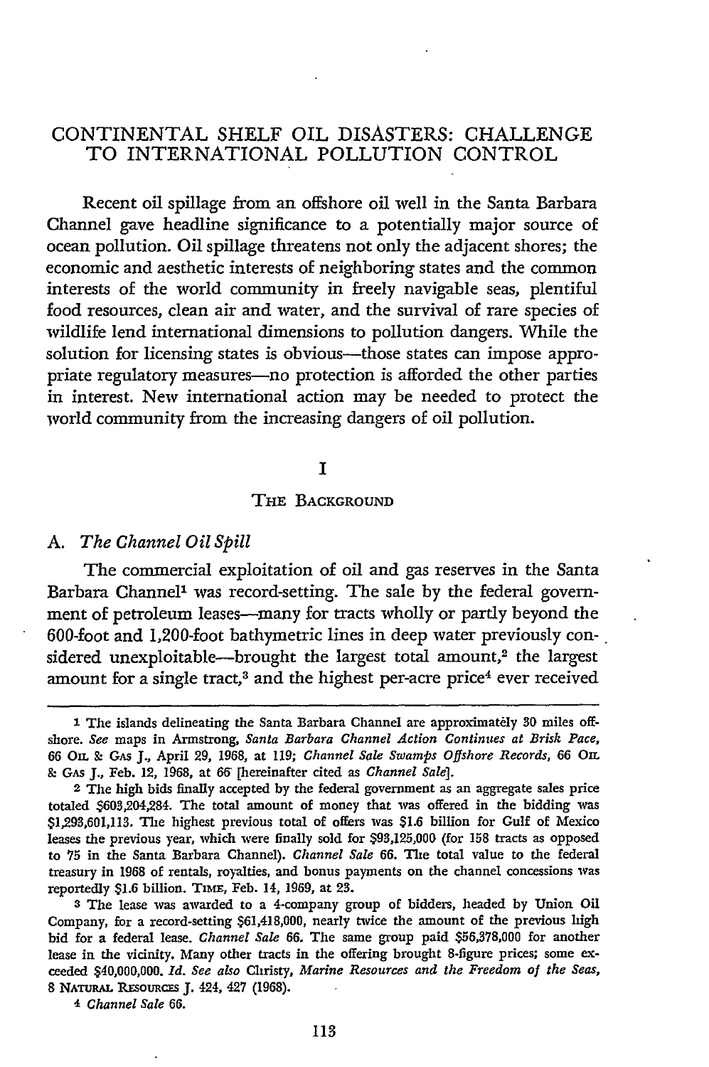# CONTINENTAL SHELF OIL DISASTERS: CHALLENGE TO INTERNATIONAL POLLUTION CONTROL

Recent oil spillage from an offshore oil well in the Santa Barbara Channel gave headline significance to a potentially major source of ocean pollution. Oil spillage threatens not only the adjacent shores; the economic and aesthetic interests of neighboring states and the common interests of the world community in freely navigable seas, plentiful food resources, clean air and water, and the survival of rare species of wildlife lend international dimensions to pollution dangers. While the solution for licensing states is obvious—those states can impose appropriate regulatory measures—no protection is afforded the other parties in interest. New international action may be needed to protect the world community from the increasing dangers of oil pollution.

## I

## THE BACKGROUND

### A. *The Channel Oil Spill*

The commercial exploitation of oil and gas reserves in the Santa Barbara Channel[1] was record-setting. The sale by the federal government of petroleum leases—many for tracts wholly or partly beyond the 600-foot and 1,200-foot bathymetric lines in deep water previously considered unexploitable—brought the largest total amount,[2] the largest amount for a single tract,[3] and the highest per-acre price[4] ever received

---

[1] The islands delineating the Santa Barbara Channel are approximately 30 miles offshore. *See* maps in Armstrong, *Santa Barbara Channel Action Continues at Brisk Pace*, 66 OIL & GAS J., April 29, 1968, at 119; *Channel Sale Swamps Offshore Records*, 66 OIL & GAS J., Feb. 12, 1968, at 66 [hereinafter cited as *Channel Sale*].

[2] The high bids finally accepted by the federal government as an aggregate sales price totaled $603,204,284. The total amount of money that was offered in the bidding was $1,293,601,113. The highest previous total of offers was $1.6 billion for Gulf of Mexico leases the previous year, which were finally sold for $93,125,000 (for 158 tracts as opposed to 75 in the Santa Barbara Channel). *Channel Sale* 66. The total value to the federal treasury in 1968 of rentals, royalties, and bonus payments on the channel concessions was reportedly $1.6 billion. TIME, Feb. 14, 1969, at 23.

[3] The lease was awarded to a 4-company group of bidders, headed by Union Oil Company, for a record-setting $61,418,000, nearly twice the amount of the previous high bid for a federal lease. *Channel Sale* 66. The same group paid $56,378,000 for another lease in the vicinity. Many other tracts in the offering brought 8-figure prices; some exceeded $40,000,000. *Id. See also* Christy, *Marine Resources and the Freedom of the Seas*, 8 NATURAL RESOURCES J. 424, 427 (1968).

[4] *Channel Sale* 66.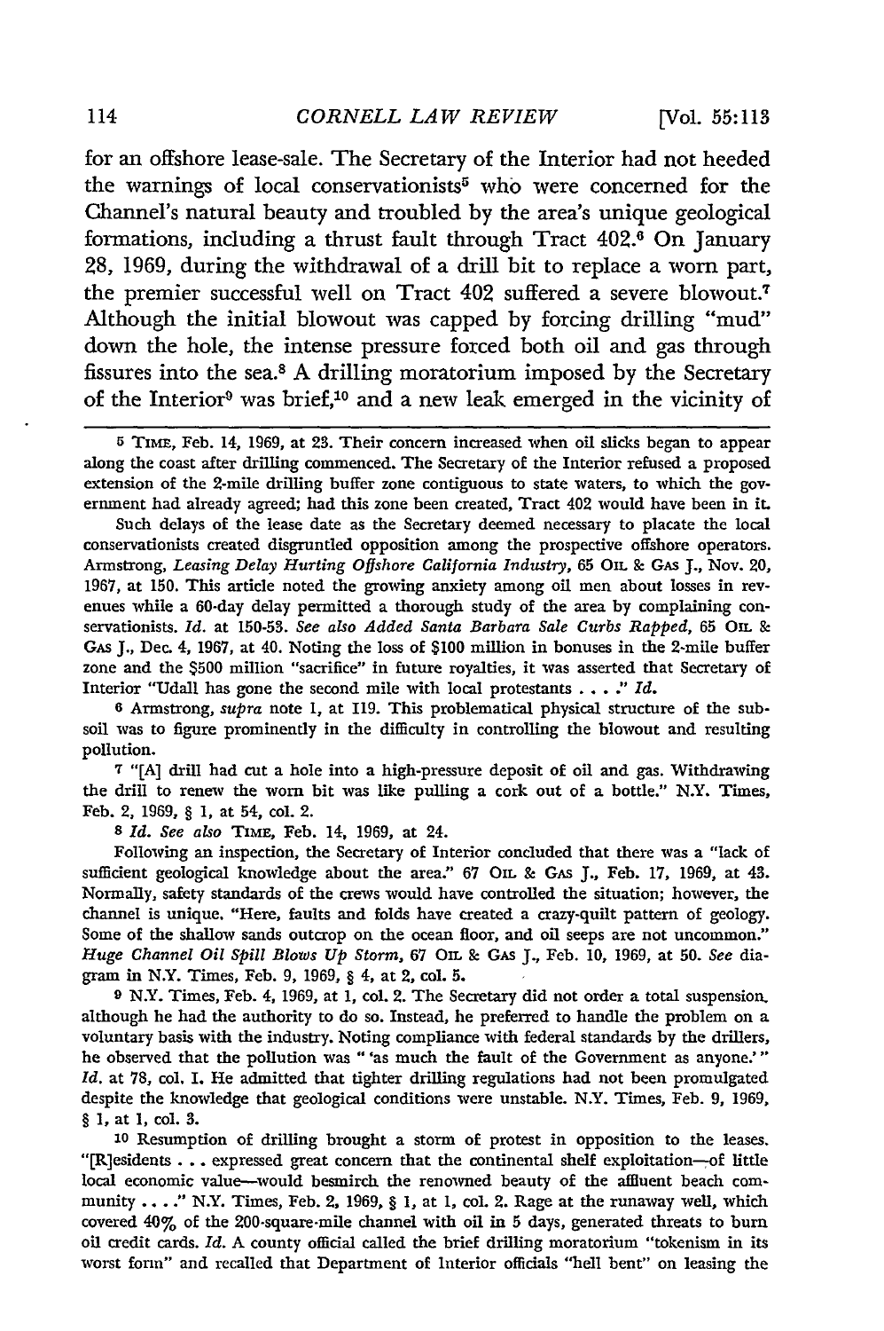for an offshore lease-sale. The Secretary of the Interior had not heeded the warnings of local conservationists[5] who were concerned for the Channel's natural beauty and troubled by the area's unique geological formations, including a thrust fault through Tract 402.[6] On January 28, 1969, during the withdrawal of a drill bit to replace a worn part, the premier successful well on Tract 402 suffered a severe blowout.[7] Although the initial blowout was capped by forcing drilling "mud" down the hole, the intense pressure forced both oil and gas through fissures into the sea.[8] A drilling moratorium imposed by the Secretary of the Interior[9] was brief,[10] and a new leak emerged in the vicinity of

---

[5] TIME, Feb. 14, 1969, at 23. Their concern increased when oil slicks began to appear along the coast after drilling commenced. The Secretary of the Interior refused a proposed extension of the 2-mile drilling buffer zone contiguous to state waters, to which the government had already agreed; had this zone been created, Tract 402 would have been in it.

Such delays of the lease date as the Secretary deemed necessary to placate the local conservationists created disgruntled opposition among the prospective offshore operators. Armstrong, *Leasing Delay Hurting Offshore California Industry*, 65 OIL & GAS J., Nov. 20, 1967, at 150. This article noted the growing anxiety among oil men about losses in revenues while a 60-day delay permitted a thorough study of the area by complaining conservationists. *Id.* at 150-53. *See also Added Santa Barbara Sale Curbs Rapped*, 65 OIL & GAS J., Dec. 4, 1967, at 40. Noting the loss of $100 million in bonuses in the 2-mile buffer zone and the $500 million "sacrifice" in future royalties, it was asserted that Secretary of Interior "Udall has gone the second mile with local protestants . . . ." *Id.*

[6] Armstrong, *supra* note 1, at 119. This problematical physical structure of the subsoil was to figure prominently in the difficulty in controlling the blowout and resulting pollution.

[7] "[A] drill had cut a hole into a high-pressure deposit of oil and gas. Withdrawing the drill to renew the worn bit was like pulling a cork out of a bottle." N.Y. Times, Feb. 2, 1969, § 1, at 54, col. 2.

[8] *Id. See also* TIME, Feb. 14, 1969, at 24.

Following an inspection, the Secretary of Interior concluded that there was a "lack of sufficient geological knowledge about the area." 67 OIL & GAS J., Feb. 17, 1969, at 43. Normally, safety standards of the crews would have controlled the situation; however, the channel is unique. "Here, faults and folds have created a crazy-quilt pattern of geology. Some of the shallow sands outcrop on the ocean floor, and oil seeps are not uncommon." *Huge Channel Oil Spill Blows Up Storm*, 67 OIL & GAS J., Feb. 10, 1969, at 50. *See* diagram in N.Y. Times, Feb. 9, 1969, § 4, at 2, col. 5.

[9] N.Y. Times, Feb. 4, 1969, at 1, col. 2. The Secretary did not order a total suspension, although he had the authority to do so. Instead, he preferred to handle the problem on a voluntary basis with the industry. Noting compliance with federal standards by the drillers, he observed that the pollution was " 'as much the fault of the Government as anyone.' " *Id.* at 78, col. 1. He admitted that tighter drilling regulations had not been promulgated despite the knowledge that geological conditions were unstable. N.Y. Times, Feb. 9, 1969, § 1, at 1, col. 3.

[10] Resumption of drilling brought a storm of protest in opposition to the leases. "[R]esidents . . . expressed great concern that the continental shelf exploitation—of little local economic value—would besmirch the renowned beauty of the affluent beach community . . . ." N.Y. Times, Feb. 2, 1969, § 1, at 1, col. 2. Rage at the runaway well, which covered 40% of the 200-square-mile channel with oil in 5 days, generated threats to burn oil credit cards. *Id.* A county official called the brief drilling moratorium "tokenism in its worst form" and recalled that Department of Interior officials "hell bent" on leasing the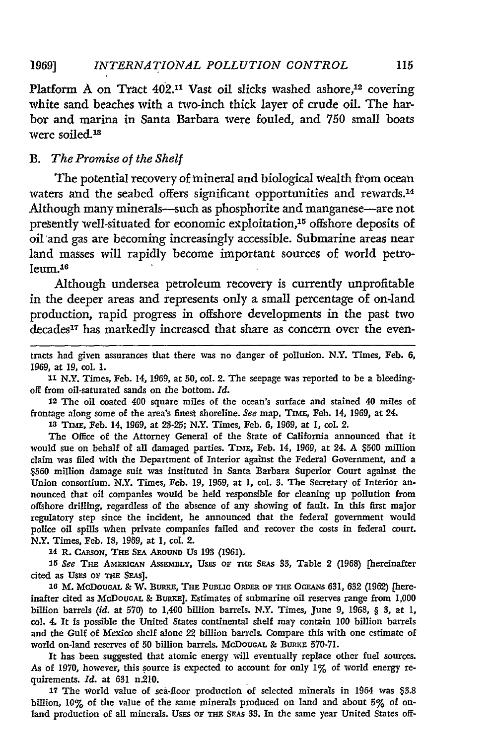Platform A on Tract 402.[11] Vast oil slicks washed ashore,[12] covering white sand beaches with a two-inch thick layer of crude oil. The harbor and marina in Santa Barbara were fouled, and 750 small boats were soiled.[13]

### B. *The Promise of the Shelf*

The potential recovery of mineral and biological wealth from ocean waters and the seabed offers significant opportunities and rewards.[14] Although many minerals—such as phosphorite and manganese—are not presently well-situated for economic exploitation,[15] offshore deposits of oil and gas are becoming increasingly accessible. Submarine areas near land masses will rapidly become important sources of world petroleum.[16]

Although undersea petroleum recovery is currently unprofitable in the deeper areas and represents only a small percentage of on-land production, rapid progress in offshore developments in the past two decades[17] has markedly increased that share as concern over the even-

---

tracts had given assurances that there was no danger of pollution. N.Y. Times, Feb. 6, 1969, at 19, col. 1.

11 N.Y. Times, Feb. 14, 1969, at 50, col. 2. The seepage was reported to be a bleeding-off from oil-saturated sands on the bottom. *Id.*

12 The oil coated 400 square miles of the ocean's surface and stained 40 miles of frontage along some of the area's finest shoreline. *See* map, TIME, Feb. 14, 1969, at 24.

13 TIME, Feb. 14, 1969, at 23-25; N.Y. Times, Feb. 6, 1969, at 1, col. 2.

The Office of the Attorney General of the State of California announced that it would sue on behalf of all damaged parties. TIME, Feb. 14, 1969, at 24. A $500 million claim was filed with the Department of Interior against the Federal Government, and a $560 million damage suit was instituted in Santa Barbara Superior Court against the Union consortium. N.Y. Times, Feb. 19, 1969, at 1, col. 3. The Secretary of Interior announced that oil companies would be held responsible for cleaning up pollution from offshore drilling, regardless of the absence of any showing of fault. In this first major regulatory step since the incident, he announced that the federal government would police oil spills when private companies failed and recover the costs in federal court. N.Y. Times, Feb. 18, 1969, at 1, col. 2.

14 R. CARSON, THE SEA AROUND US 193 (1961).

15 *See* THE AMERICAN ASSEMBLY, USES OF THE SEAS 33, Table 2 (1968) [hereinafter cited as USES OF THE SEAS].

16 M. McDOUGAL & W. BURKE, THE PUBLIC ORDER OF THE OCEANS 631, 632 (1962) [hereinafter cited as McDOUGAL & BURKE]. Estimates of submarine oil reserves range from 1,000 billion barrels (*id.* at 570) to 1,400 billion barrels. N.Y. Times, June 9, 1968, § 3, at 1, col. 4. It is possible the United States continental shelf may contain 100 billion barrels and the Gulf of Mexico shelf alone 22 billion barrels. Compare this with one estimate of world on-land reserves of 50 billion barrels. McDOUGAL & BURKE 570-71.

It has been suggested that atomic energy will eventually replace other fuel sources. As of 1970, however, this source is expected to account for only 1% of world energy requirements. *Id.* at 631 n.210.

17 The world value of sea-floor production of selected minerals in 1964 was $3.8 billion, 10% of the value of the same minerals produced on land and about 5% of on-land production of all minerals. USES OF THE SEAS 33. In the same year United States off-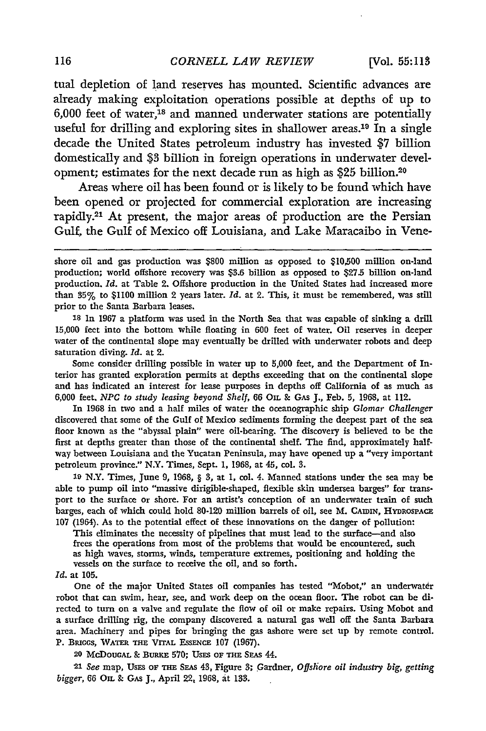tual depletion of land reserves has mounted. Scientific advances are already making exploitation operations possible at depths of up to 6,000 feet of water,[18] and manned underwater stations are potentially useful for drilling and exploring sites in shallower areas.[19] In a single decade the United States petroleum industry has invested $7 billion domestically and $3 billion in foreign operations in underwater development; estimates for the next decade run as high as $25 billion.[20]

Areas where oil has been found or is likely to be found which have been opened or projected for commercial exploration are increasing rapidly.[21] At present, the major areas of production are the Persian Gulf, the Gulf of Mexico off Louisiana, and Lake Maracaibo in Vene-

---

shore oil and gas production was $800 million as opposed to $10,500 million on-land production; world offshore recovery was $3.6 billion as opposed to $27.5 billion on-land production. *Id.* at Table 2. Offshore production in the United States had increased more than 35% to $1100 million 2 years later. *Id.* at 2. This, it must be remembered, was still prior to the Santa Barbara leases.

18 In 1967 a platform was used in the North Sea that was capable of sinking a drill 15,000 feet into the bottom while floating in 600 feet of water. Oil reserves in deeper water of the continental slope may eventually be drilled with underwater robots and deep saturation diving. *Id.* at 2.

Some consider drilling possible in water up to 5,000 feet, and the Department of Interior has granted exploration permits at depths exceeding that on the continental slope and has indicated an interest for lease purposes in depths off California of as much as 6,000 feet. *NPC to study leasing beyond Shelf*, 66 OIL & GAS J., Feb. 5, 1968, at 112.

In 1968 in two and a half miles of water the oceanographic ship *Glomar Challenger* discovered that some of the Gulf of Mexico sediments forming the deepest part of the sea floor known as the "abyssal plain" were oil-bearing. The discovery is believed to be the first at depths greater than those of the continental shelf. The find, approximately halfway between Louisiana and the Yucatan Peninsula, may have opened up a "very important petroleum province." N.Y. Times, Sept. 1, 1968, at 45, col. 3.

19 N.Y. Times, June 9, 1968, § 3, at 1, col. 4. Manned stations under the sea may be able to pump oil into "massive dirigible-shaped, flexible skin undersea barges" for transport to the surface or shore. For an artist's conception of an underwater train of such barges, each of which could hold 80-120 million barrels of oil, see M. CAIDIN, HYDROSPACE 107 (1964). As to the potential effect of these innovations on the danger of pollution:

> This eliminates the necessity of pipelines that must lead to the surface—and also frees the operations from most of the problems that would be encountered, such as high waves, storms, winds, temperature extremes, positioning and holding the vessels on the surface to receive the oil, and so forth.

*Id.* at 105.

One of the major United States oil companies has tested "Mobot," an underwater robot that can swim, hear, see, and work deep on the ocean floor. The robot can be directed to turn on a valve and regulate the flow of oil or make repairs. Using Mobot and a surface drilling rig, the company discovered a natural gas well off the Santa Barbara area. Machinery and pipes for bringing the gas ashore were set up by remote control. P. BRIGGS, WATER THE VITAL ESSENCE 107 (1967).

20 MCDOUGAL & BURKE 570; USES OF THE SEAS 44.

21 *See* map, USES OF THE SEAS 43, Figure 3; Gardner, *Offshore oil industry big, getting bigger*, 66 OIL & GAS J., April 22, 1968, at 133.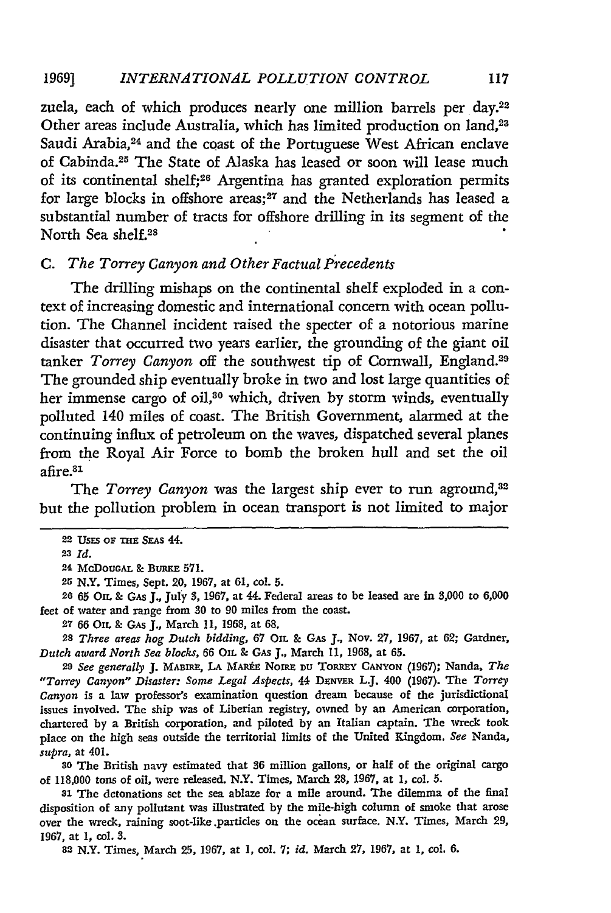zuela, each of which produces nearly one million barrels per day.[22] Other areas include Australia, which has limited production on land,[23] Saudi Arabia,[24] and the coast of the Portuguese West African enclave of Cabinda.[25] The State of Alaska has leased or soon will lease much of its continental shelf;[26] Argentina has granted exploration permits for large blocks in offshore areas;[27] and the Netherlands has leased a substantial number of tracts for offshore drilling in its segment of the North Sea shelf.[28]

### C. *The Torrey Canyon and Other Factual Precedents*

The drilling mishaps on the continental shelf exploded in a context of increasing domestic and international concern with ocean pollution. The Channel incident raised the specter of a notorious marine disaster that occurred two years earlier, the grounding of the giant oil tanker *Torrey Canyon* off the southwest tip of Cornwall, England.[29] The grounded ship eventually broke in two and lost large quantities of her immense cargo of oil,[30] which, driven by storm winds, eventually polluted 140 miles of coast. The British Government, alarmed at the continuing influx of petroleum on the waves, dispatched several planes from the Royal Air Force to bomb the broken hull and set the oil afire.[31]

The *Torrey Canyon* was the largest ship ever to run aground,[32] but the pollution problem in ocean transport is not limited to major

---

22 USES OF THE SEAS 44.

23 *Id.*

24 MCDOUGAL & BURKE 571.

25 N.Y. Times, Sept. 20, 1967, at 61, col. 5.

26 65 OIL & GAS J., July 3, 1967, at 44. Federal areas to be leased are in 3,000 to 6,000 feet of water and range from 30 to 90 miles from the coast.

27 66 OIL & GAS J., March 11, 1968, at 68.

28 *Three areas hog Dutch bidding*, 67 OIL & GAS J., Nov. 27, 1967, at 62; Gardner, *Dutch award North Sea blocks*, 66 OIL & GAS J., March 11, 1968, at 65.

29 *See generally* J. MABIRE, LA MARÉE NOIRE DU TORREY CANYON (1967); Nanda, *The "Torrey Canyon" Disaster: Some Legal Aspects*, 44 DENVER L.J. 400 (1967). The *Torrey Canyon* is a law professor's examination question dream because of the jurisdictional issues involved. The ship was of Liberian registry, owned by an American corporation, chartered by a British corporation, and piloted by an Italian captain. The wreck took place on the high seas outside the territorial limits of the United Kingdom. *See* Nanda, *supra*, at 401.

30 The British navy estimated that 36 million gallons, or half of the original cargo of 118,000 tons of oil, were released. N.Y. Times, March 28, 1967, at 1, col. 5.

31 The detonations set the sea ablaze for a mile around. The dilemma of the final disposition of any pollutant was illustrated by the mile-high column of smoke that arose over the wreck, raining soot-like particles on the ocean surface. N.Y. Times, March 29, 1967, at 1, col. 3.

32 N.Y. Times, March 25, 1967, at 1, col. 7; *id.* March 27, 1967, at 1, col. 6.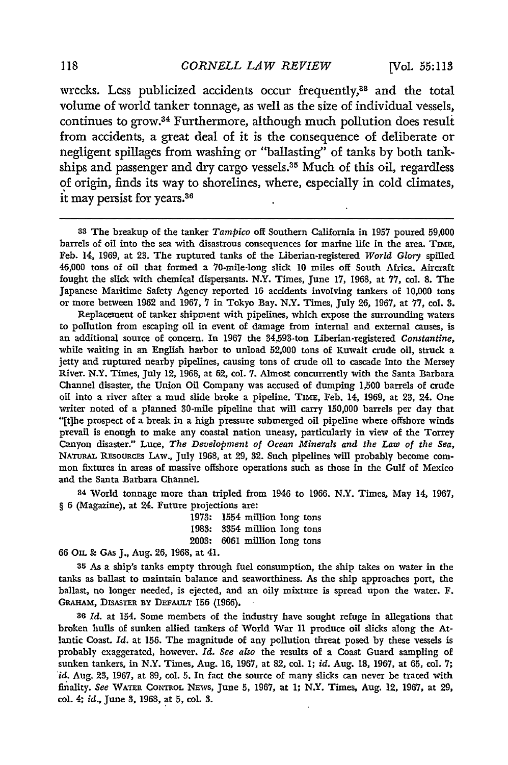wrecks. Less publicized accidents occur frequently,[33] and the total volume of world tanker tonnage, as well as the size of individual vessels, continues to grow.[34] Furthermore, although much pollution does result from accidents, a great deal of it is the consequence of deliberate or negligent spillages from washing or "ballasting" of tanks by both tankships and passenger and dry cargo vessels.[35] Much of this oil, regardless of origin, finds its way to shorelines, where, especially in cold climates, it may persist for years.[36]

---

[33] The breakup of the tanker *Tampico* off Southern California in 1957 poured 59,000 barrels of oil into the sea with disastrous consequences for marine life in the area. TIME, Feb. 14, 1969, at 23. The ruptured tanks of the Liberian-registered *World Glory* spilled 46,000 tons of oil that formed a 70-mile-long slick 10 miles off South Africa. Aircraft fought the slick with chemical dispersants. N.Y. Times, June 17, 1968, at 77, col. 8. The Japanese Maritime Safety Agency reported 16 accidents involving tankers of 10,000 tons or more between 1962 and 1967, 7 in Tokyo Bay. N.Y. Times, July 26, 1967, at 77, col. 3.

Replacement of tanker shipment with pipelines, which expose the surrounding waters to pollution from escaping oil in event of damage from internal and external causes, is an additional source of concern. In 1967 the 34,593-ton Liberian-registered *Constantine*, while waiting in an English harbor to unload 52,000 tons of Kuwait crude oil, struck a jetty and ruptured nearby pipelines, causing tons of crude oil to cascade into the Mersey River. N.Y. Times, July 12, 1968, at 62, col. 7. Almost concurrently with the Santa Barbara Channel disaster, the Union Oil Company was accused of dumping 1,500 barrels of crude oil into a river after a mud slide broke a pipeline. TIME, Feb. 14, 1969, at 23, 24. One writer noted of a planned 30-mile pipeline that will carry 150,000 barrels per day that "[t]he prospect of a break in a high pressure submerged oil pipeline where offshore winds prevail is enough to make any coastal nation uneasy, particularly in view of the Torrey Canyon disaster." Luce, *The Development of Ocean Minerals and the Law of the Sea*, NATURAL RESOURCES LAW., July 1968, at 29, 32. Such pipelines will probably become common fixtures in areas of massive offshore operations such as those in the Gulf of Mexico and the Santa Barbara Channel.

[34] World tonnage more than tripled from 1946 to 1966. N.Y. Times, May 14, 1967, § 6 (Magazine), at 24. Future projections are:

1973: 1554 million long tons
1983: 3354 million long tons
2003: 6061 million long tons

66 OIL & GAS J., Aug. 26, 1968, at 41.

[35] As a ship's tanks empty through fuel consumption, the ship takes on water in the tanks as ballast to maintain balance and seaworthiness. As the ship approaches port, the ballast, no longer needed, is ejected, and an oily mixture is spread upon the water. F. GRAHAM, DISASTER BY DEFAULT 156 (1966).

[36] *Id.* at 154. Some members of the industry have sought refuge in allegations that broken hulls of sunken allied tankers of World War II produce oil slicks along the Atlantic Coast. *Id.* at 156. The magnitude of any pollution threat posed by these vessels is probably exaggerated, however. *Id. See also* the results of a Coast Guard sampling of sunken tankers, in N.Y. Times, Aug. 16, 1967, at 82, col. 1; *id.* Aug. 18, 1967, at 65, col. 7; *id.* Aug. 23, 1967, at 89, col. 5. In fact the source of many slicks can never be traced with finality. *See* WATER CONTROL NEWS, June 5, 1967, at 1; N.Y. Times, Aug. 12, 1967, at 29, col. 4; *id.*, June 3, 1968, at 5, col. 3.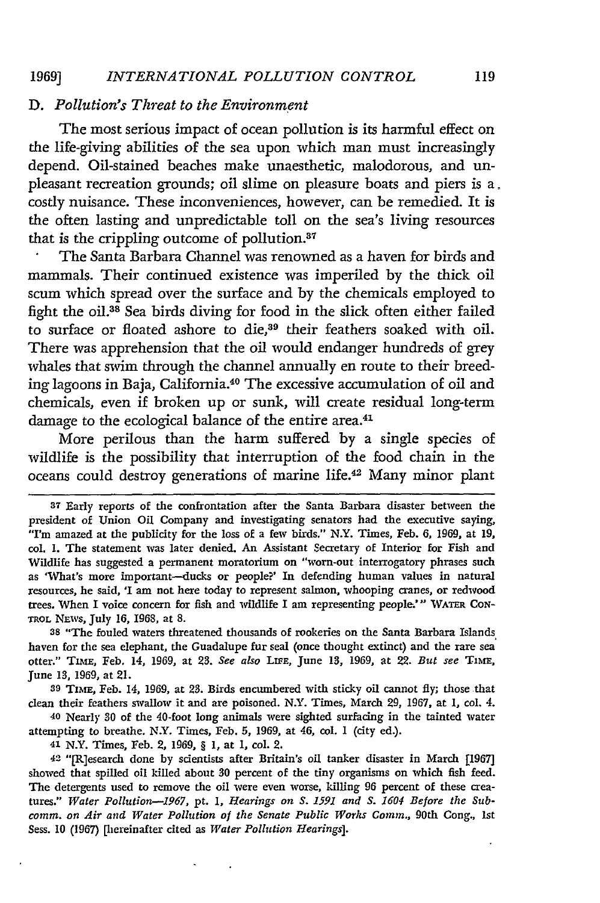### D. *Pollution's Threat to the Environment*

The most serious impact of ocean pollution is its harmful effect on the life-giving abilities of the sea upon which man must increasingly depend. Oil-stained beaches make unaesthetic, malodorous, and unpleasant recreation grounds; oil slime on pleasure boats and piers is a costly nuisance. These inconveniences, however, can be remedied. It is the often lasting and unpredictable toll on the sea's living resources that is the crippling outcome of pollution.[37]

The Santa Barbara Channel was renowned as a haven for birds and mammals. Their continued existence was imperiled by the thick oil scum which spread over the surface and by the chemicals employed to fight the oil.[38] Sea birds diving for food in the slick often either failed to surface or floated ashore to die,[39] their feathers soaked with oil. There was apprehension that the oil would endanger hundreds of grey whales that swim through the channel annually en route to their breeding lagoons in Baja, California.[40] The excessive accumulation of oil and chemicals, even if broken up or sunk, will create residual long-term damage to the ecological balance of the entire area.[41]

More perilous than the harm suffered by a single species of wildlife is the possibility that interruption of the food chain in the oceans could destroy generations of marine life.[42] Many minor plant

---

[37] Early reports of the confrontation after the Santa Barbara disaster between the president of Union Oil Company and investigating senators had the executive saying, "I'm amazed at the publicity for the loss of a few birds." N.Y. Times, Feb. 6, 1969, at 19, col. 1. The statement was later denied. An Assistant Secretary of Interior for Fish and Wildlife has suggested a permanent moratorium on "worn-out interrogatory phrases such as 'What's more important—ducks or people?' In defending human values in natural resources, he said, 'I am not here today to represent salmon, whooping cranes, or redwood trees. When I voice concern for fish and wildlife I am representing people.'" WATER CONTROL NEWS, July 16, 1968, at 8.

[38] "The fouled waters threatened thousands of rookeries on the Santa Barbara Islands, haven for the sea elephant, the Guadalupe fur seal (once thought extinct) and the rare sea otter." TIME, Feb. 14, 1969, at 23. *See also* LIFE, June 13, 1969, at 22. *But see* TIME, June 13, 1969, at 21.

[39] TIME, Feb. 14, 1969, at 23. Birds encumbered with sticky oil cannot fly; those that clean their feathers swallow it and are poisoned. N.Y. Times, March 29, 1967, at 1, col. 4.

[40] Nearly 30 of the 40-foot long animals were sighted surfacing in the tainted water attempting to breathe. N.Y. Times, Feb. 5, 1969, at 46, col. 1 (city ed.).

[41] N.Y. Times, Feb. 2, 1969, § 1, at 1, col. 2.

[42] "[R]esearch done by scientists after Britain's oil tanker disaster in March [1967] showed that spilled oil killed about 30 percent of the tiny organisms on which fish feed. The detergents used to remove the oil were even worse, killing 96 percent of these creatures." *Water Pollution—1967*, pt. 1, *Hearings on S. 1591 and S. 1604 Before the Subcomm. on Air and Water Pollution of the Senate Public Works Comm.*, 90th Cong., 1st Sess. 10 (1967) [hereinafter cited as *Water Pollution Hearings*].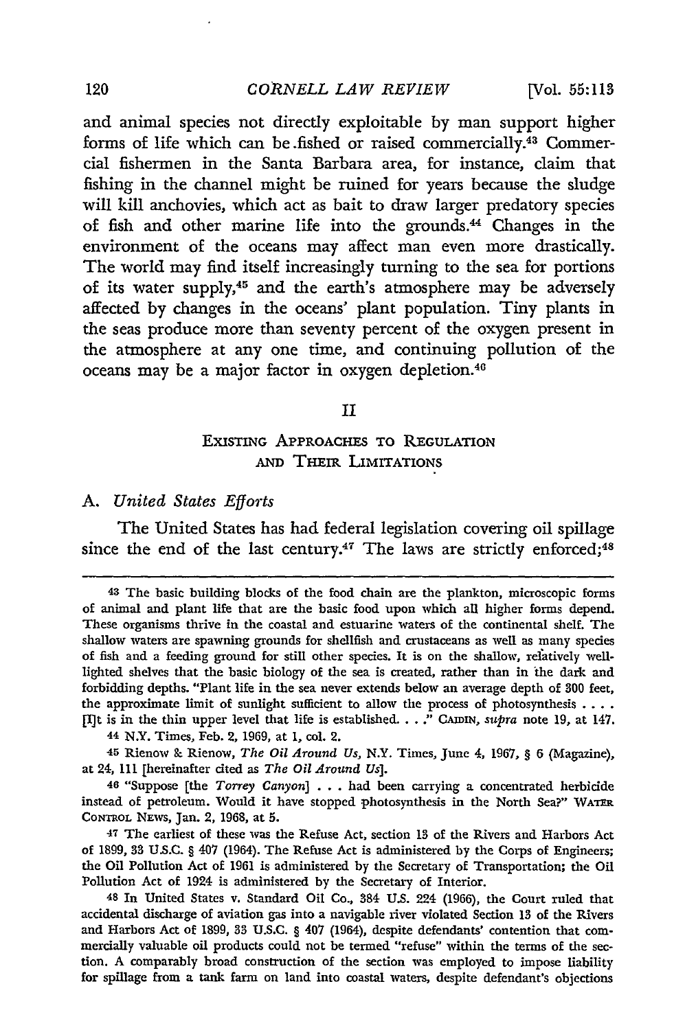and animal species not directly exploitable by man support higher forms of life which can be fished or raised commercially.[43] Commercial fishermen in the Santa Barbara area, for instance, claim that fishing in the channel might be ruined for years because the sludge will kill anchovies, which act as bait to draw larger predatory species of fish and other marine life into the grounds.[44] Changes in the environment of the oceans may affect man even more drastically. The world may find itself increasingly turning to the sea for portions of its water supply,[45] and the earth's atmosphere may be adversely affected by changes in the oceans' plant population. Tiny plants in the seas produce more than seventy percent of the oxygen present in the atmosphere at any one time, and continuing pollution of the oceans may be a major factor in oxygen depletion.[46]

## II

## Existing Approaches to Regulation and Their Limitations

### A. *United States Efforts*

The United States has had federal legislation covering oil spillage since the end of the last century.[47] The laws are strictly enforced;[48]

---

43 The basic building blocks of the food chain are the plankton, microscopic forms of animal and plant life that are the basic food upon which all higher forms depend. These organisms thrive in the coastal and estuarine waters of the continental shelf. The shallow waters are spawning grounds for shellfish and crustaceans as well as many species of fish and a feeding ground for still other species. It is on the shallow, relatively well-lighted shelves that the basic biology of the sea is created, rather than in the dark and forbidding depths. "Plant life in the sea never extends below an average depth of 300 feet, the approximate limit of sunlight sufficient to allow the process of photosynthesis . . . . [I]t is in the thin upper level that life is established. . . ." Caidin, *supra* note 19, at 147.

44 N.Y. Times, Feb. 2, 1969, at 1, col. 2.

45 Rienow & Rienow, *The Oil Around Us*, N.Y. Times, June 4, 1967, § 6 (Magazine), at 24, 111 [hereinafter cited as *The Oil Around Us*].

46 "Suppose [the *Torrey Canyon*] . . . had been carrying a concentrated herbicide instead of petroleum. Would it have stopped photosynthesis in the North Sea?" Water Control News, Jan. 2, 1968, at 5.

47 The earliest of these was the Refuse Act, section 13 of the Rivers and Harbors Act of 1899, 33 U.S.C. § 407 (1964). The Refuse Act is administered by the Corps of Engineers; the Oil Pollution Act of 1961 is administered by the Secretary of Transportation; the Oil Pollution Act of 1924 is administered by the Secretary of Interior.

48 In United States v. Standard Oil Co., 384 U.S. 224 (1966), the Court ruled that accidental discharge of aviation gas into a navigable river violated Section 13 of the Rivers and Harbors Act of 1899, 33 U.S.C. § 407 (1964), despite defendants' contention that commercially valuable oil products could not be termed "refuse" within the terms of the section. A comparably broad construction of the section was employed to impose liability for spillage from a tank farm on land into coastal waters, despite defendant's objections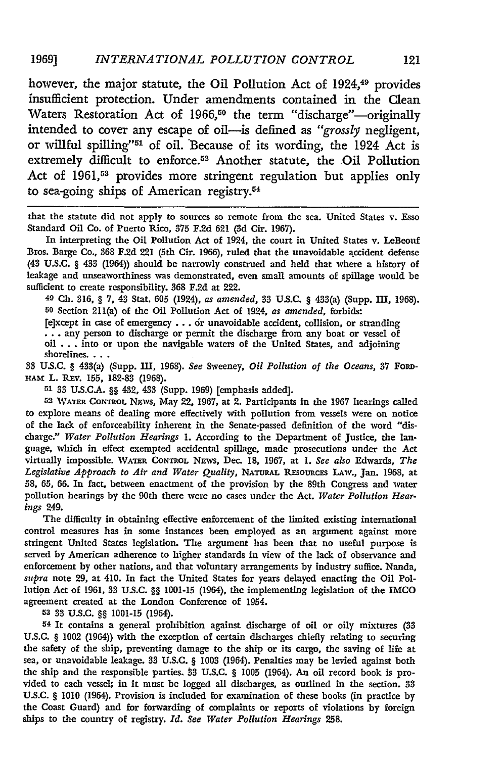however, the major statute, the Oil Pollution Act of 1924,[49] provides insufficient protection. Under amendments contained in the Clean Waters Restoration Act of 1966,[50] the term "discharge"—originally intended to cover any escape of oil—is defined as "*grossly* negligent, or willful spilling"[51] of oil. Because of its wording, the 1924 Act is extremely difficult to enforce.[52] Another statute, the Oil Pollution Act of 1961,[53] provides more stringent regulation but applies only to sea-going ships of American registry.[54]

---

that the statute did not apply to sources so remote from the sea. United States v. Esso Standard Oil Co. of Puerto Rico, 375 F.2d 621 (3d Cir. 1967).

In interpreting the Oil Pollution Act of 1924, the court in United States v. LeBeouf Bros. Barge Co., 368 F.2d 221 (5th Cir. 1966), ruled that the unavoidable accident defense (43 U.S.C. § 433 (1964)) should be narrowly construed and held that where a history of leakage and unseaworthiness was demonstrated, even small amounts of spillage would be sufficient to create responsibility. 368 F.2d at 222.

[49] Ch. 316, § 7, 43 Stat. 605 (1924), *as amended*, 33 U.S.C. § 433(a) (Supp. III, 1968).

[50] Section 211(a) of the Oil Pollution Act of 1924, *as amended*, forbids:

> [e]xcept in case of emergency . . . or unavoidable accident, collision, or stranding . . . any person to discharge or permit the discharge from any boat or vessel of oil . . . into or upon the navigable waters of the United States, and adjoining shorelines. . . .

33 U.S.C. § 433(a) (Supp. III, 1968). *See* Sweeney, *Oil Pollution of the Oceans*, 37 FORDHAM L. REV. 155, 182-83 (1968).

[51] 33 U.S.C.A. §§ 432, 433 (Supp. 1969) [emphasis added].

[52] WATER CONTROL NEWS, May 22, 1967, at 2. Participants in the 1967 hearings called to explore means of dealing more effectively with pollution from vessels were on notice of the lack of enforceability inherent in the Senate-passed definition of the word "discharge." *Water Pollution Hearings* 1. According to the Department of Justice, the language, which in effect exempted accidental spillage, made prosecutions under the Act virtually impossible. WATER CONTROL NEWS, Dec. 18, 1967, at 1. *See also* Edwards, *The Legislative Approach to Air and Water Quality*, NATURAL RESOURCES LAW., Jan. 1968, at 58, 65, 66. In fact, between enactment of the provision by the 89th Congress and water pollution hearings by the 90th there were no cases under the Act. *Water Pollution Hearings* 249.

The difficulty in obtaining effective enforcement of the limited existing international control measures has in some instances been employed as an argument against more stringent United States legislation. The argument has been that no useful purpose is served by American adherence to higher standards in view of the lack of observance and enforcement by other nations, and that voluntary arrangements by industry suffice. Nanda, *supra* note 29, at 410. In fact the United States for years delayed enacting the Oil Pollution Act of 1961, 33 U.S.C. §§ 1001-15 (1964), the implementing legislation of the IMCO agreement created at the London Conference of 1954.

[53] 33 U.S.C. §§ 1001-15 (1964).

[54] It contains a general prohibition against discharge of oil or oily mixtures (33 U.S.C. § 1002 (1964)) with the exception of certain discharges chiefly relating to securing the safety of the ship, preventing damage to the ship or its cargo, the saving of life at sea, or unavoidable leakage. 33 U.S.C. § 1003 (1964). Penalties may be levied against both the ship and the responsible parties. 33 U.S.C. § 1005 (1964). An oil record book is provided to each vessel; in it must be logged all discharges, as outlined in the section. 33 U.S.C. § 1010 (1964). Provision is included for examination of these books (in practice by the Coast Guard) and for forwarding of complaints or reports of violations by foreign ships to the country of registry. *Id. See Water Pollution Hearings* 258.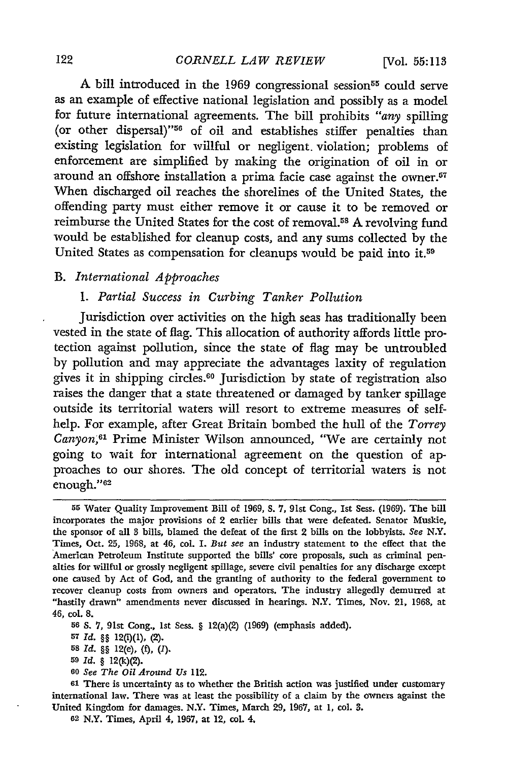A bill introduced in the 1969 congressional session[55] could serve as an example of effective national legislation and possibly as a model for future international agreements. The bill prohibits "*any* spilling (or other dispersal)"[56] of oil and establishes stiffer penalties than existing legislation for willful or negligent violation; problems of enforcement are simplified by making the origination of oil in or around an offshore installation a prima facie case against the owner.[57] When discharged oil reaches the shorelines of the United States, the offending party must either remove it or cause it to be removed or reimburse the United States for the cost of removal.[58] A revolving fund would be established for cleanup costs, and any sums collected by the United States as compensation for cleanups would be paid into it.[59]

### B. *International Approaches*

#### 1. *Partial Success in Curbing Tanker Pollution*

Jurisdiction over activities on the high seas has traditionally been vested in the state of flag. This allocation of authority affords little protection against pollution, since the state of flag may be untroubled by pollution and may appreciate the advantages laxity of regulation gives it in shipping circles.[60] Jurisdiction by state of registration also raises the danger that a state threatened or damaged by tanker spillage outside its territorial waters will resort to extreme measures of self-help. For example, after Great Britain bombed the hull of the *Torrey Canyon*,[61] Prime Minister Wilson announced, "We are certainly not going to wait for international agreement on the question of approaches to our shores. The old concept of territorial waters is not enough."[62]

---

55 Water Quality Improvement Bill of 1969, S. 7, 91st Cong., 1st Sess. (1969). The bill incorporates the major provisions of 2 earlier bills that were defeated. Senator Muskie, the sponsor of all 3 bills, blamed the defeat of the first 2 bills on the lobbyists. *See* N.Y. Times, Oct. 25, 1968, at 46, col. 1. *But see* an industry statement to the effect that the American Petroleum Institute supported the bills' core proposals, such as criminal penalties for willful or grossly negligent spillage, severe civil penalties for any discharge except one caused by Act of God, and the granting of authority to the federal government to recover cleanup costs from owners and operators. The industry allegedly demurred at "hastily drawn" amendments never discussed in hearings. N.Y. Times, Nov. 21, 1968, at 46, col. 8.

56 S. 7, 91st Cong., 1st Sess. § 12(a)(2) (1969) (emphasis added).

57 *Id.* §§ 12(i)(1), (2).

58 *Id.* §§ 12(e), (f), (*l*).

59 *Id.* § 12(k)(2).

60 *See The Oil Around Us* 112.

61 There is uncertainty as to whether the British action was justified under customary international law. There was at least the possibility of a claim by the owners against the United Kingdom for damages. N.Y. Times, March 29, 1967, at 1, col. 3.

62 N.Y. Times, April 4, 1967, at 12, col. 4.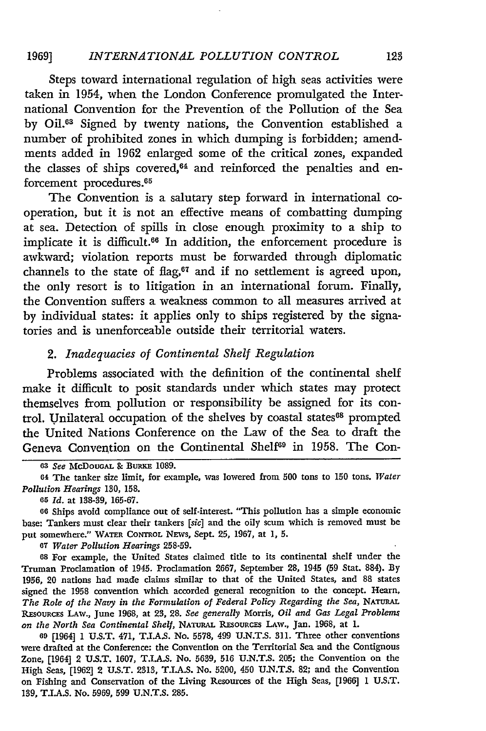Steps toward international regulation of high seas activities were taken in 1954, when the London Conference promulgated the International Convention for the Prevention of the Pollution of the Sea by Oil.[63] Signed by twenty nations, the Convention established a number of prohibited zones in which dumping is forbidden; amendments added in 1962 enlarged some of the critical zones, expanded the classes of ships covered,[64] and reinforced the penalties and enforcement procedures.[65]

The Convention is a salutary step forward in international cooperation, but it is not an effective means of combatting dumping at sea. Detection of spills in close enough proximity to a ship to implicate it is difficult.[66] In addition, the enforcement procedure is awkward; violation reports must be forwarded through diplomatic channels to the state of flag,[67] and if no settlement is agreed upon, the only resort is to litigation in an international forum. Finally, the Convention suffers a weakness common to all measures arrived at by individual states: it applies only to ships registered by the signatories and is unenforceable outside their territorial waters.

### 2. *Inadequacies of Continental Shelf Regulation*

Problems associated with the definition of the continental shelf make it difficult to posit standards under which states may protect themselves from pollution or responsibility be assigned for its control. Unilateral occupation of the shelves by coastal states[68] prompted the United Nations Conference on the Law of the Sea to draft the Geneva Convention on the Continental Shelf[69] in 1958. The Con-

---

[63] *See* McDougal & Burke 1089.

[64] The tanker size limit, for example, was lowered from 500 tons to 150 tons. *Water Pollution Hearings* 130, 158.

[65] *Id.* at 138-39, 165-67.

[66] Ships avoid compliance out of self-interest. "This pollution has a simple economic base: Tankers must clear their tankers [*sic*] and the oily scum which is removed must be put somewhere." Water Control News, Sept. 25, 1967, at 1, 5.

[67] *Water Pollution Hearings* 258-59.

[68] For example, the United States claimed title to its continental shelf under the Truman Proclamation of 1945. Proclamation 2667, September 28, 1945 (59 Stat. 884). By 1956, 20 nations had made claims similar to that of the United States, and 88 states signed the 1958 convention which accorded general recognition to the concept. Hearn, *The Role of the Navy in the Formulation of Federal Policy Regarding the Sea*, Natural Resources Law., June 1968, at 23, 28. *See generally* Morris, *Oil and Gas Legal Problems on the North Sea Continental Shelf*, Natural Resources Law., Jan. 1968, at 1.

[69] [1964] 1 U.S.T. 471, T.I.A.S. No. 5578, 499 U.N.T.S. 311. Three other conventions were drafted at the Conference: the Convention on the Territorial Sea and the Contignous Zone, [1964] 2 U.S.T. 1607, T.I.A.S. No. 5639, 516 U.N.T.S. 205; the Convention on the High Seas, [1962] 2 U.S.T. 2313, T.I.A.S. No. 5200, 450 U.N.T.S. 82; and the Convention on Fishing and Conservation of the Living Resources of the High Seas, [1966] 1 U.S.T. 139, T.I.A.S. No. 5969, 599 U.N.T.S. 285.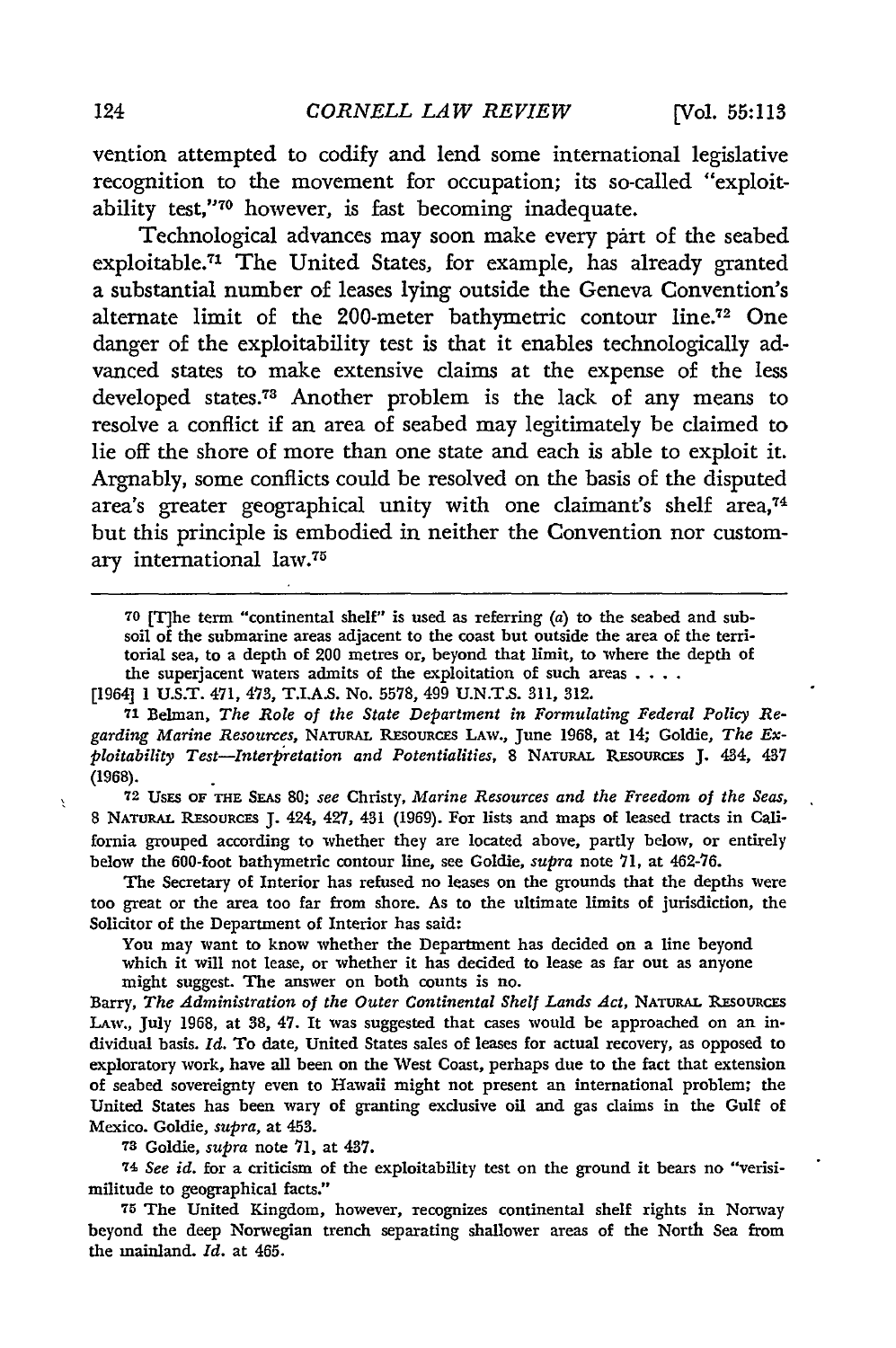vention attempted to codify and lend some international legislative recognition to the movement for occupation; its so-called "exploitability test,"[70] however, is fast becoming inadequate.

Technological advances may soon make every part of the seabed exploitable.[71] The United States, for example, has already granted a substantial number of leases lying outside the Geneva Convention's alternate limit of the 200-meter bathymetric contour line.[72] One danger of the exploitability test is that it enables technologically advanced states to make extensive claims at the expense of the less developed states.[73] Another problem is the lack of any means to resolve a conflict if an area of seabed may legitimately be claimed to lie off the shore of more than one state and each is able to exploit it. Arguably, some conflicts could be resolved on the basis of the disputed area's greater geographical unity with one claimant's shelf area,[74] but this principle is embodied in neither the Convention nor customary international law.[75]

---

[70] [T]he term "continental shelf" is used as referring (*a*) to the seabed and subsoil of the submarine areas adjacent to the coast but outside the area of the territorial sea, to a depth of 200 metres or, beyond that limit, to where the depth of the superjacent waters admits of the exploitation of such areas . . . .

[1964] 1 U.S.T. 471, 473, T.I.A.S. No. 5578, 499 U.N.T.S. 311, 312.

[71] Belman, *The Role of the State Department in Formulating Federal Policy Regarding Marine Resources*, NATURAL RESOURCES LAW., June 1968, at 14; Goldie, *The Exploitability Test—Interpretation and Potentialities*, 8 NATURAL RESOURCES J. 434, 437 (1968).

[72] USES OF THE SEAS 80; *see* Christy, *Marine Resources and the Freedom of the Seas*, 8 NATURAL RESOURCES J. 424, 427, 431 (1969). For lists and maps of leased tracts in California grouped according to whether they are located above, partly below, or entirely below the 600-foot bathymetric contour line, see Goldie, *supra* note 71, at 462-76.

The Secretary of Interior has refused no leases on the grounds that the depths were too great or the area too far from shore. As to the ultimate limits of jurisdiction, the Solicitor of the Department of Interior has said:

> You may want to know whether the Department has decided on a line beyond which it will not lease, or whether it has decided to lease as far out as anyone might suggest. The answer on both counts is no.

Barry, *The Administration of the Outer Continental Shelf Lands Act*, NATURAL RESOURCES LAW., July 1968, at 38, 47. It was suggested that cases would be approached on an individual basis. *Id.* To date, United States sales of leases for actual recovery, as opposed to exploratory work, have all been on the West Coast, perhaps due to the fact that extension of seabed sovereignty even to Hawaii might not present an international problem; the United States has been wary of granting exclusive oil and gas claims in the Gulf of Mexico. Goldie, *supra*, at 453.

[73] Goldie, *supra* note 71, at 437.

[74] *See id.* for a criticism of the exploitability test on the ground it bears no "verisimilitude to geographical facts."

[75] The United Kingdom, however, recognizes continental shelf rights in Norway beyond the deep Norwegian trench separating shallower areas of the North Sea from the mainland. *Id.* at 465.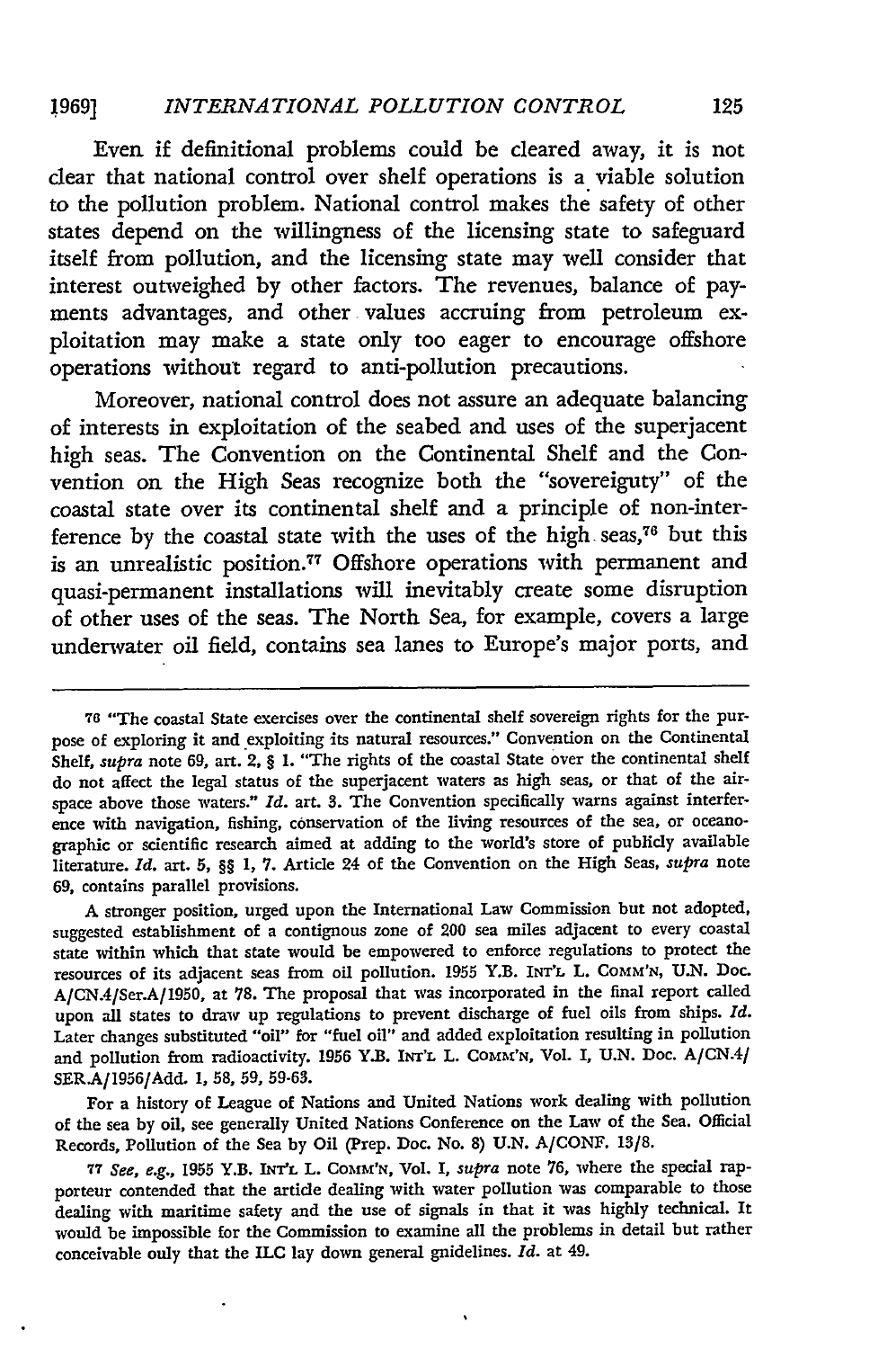Even if definitional problems could be cleared away, it is not clear that national control over shelf operations is a viable solution to the pollution problem. National control makes the safety of other states depend on the willingness of the licensing state to safeguard itself from pollution, and the licensing state may well consider that interest outweighed by other factors. The revenues, balance of payments advantages, and other values accruing from petroleum exploitation may make a state only too eager to encourage offshore operations without regard to anti-pollution precautions.

Moreover, national control does not assure an adequate balancing of interests in exploitation of the seabed and uses of the superjacent high seas. The Convention on the Continental Shelf and the Convention on the High Seas recognize both the "sovereignty" of the coastal state over its continental shelf and a principle of non-interference by the coastal state with the uses of the high seas,[76] but this is an unrealistic position.[77] Offshore operations with permanent and quasi-permanent installations will inevitably create some disruption of other uses of the seas. The North Sea, for example, covers a large underwater oil field, contains sea lanes to Europe's major ports, and

---

[76] "The coastal State exercises over the continental shelf sovereign rights for the purpose of exploring it and exploiting its natural resources." Convention on the Continental Shelf, *supra* note 69, art. 2, § 1. "The rights of the coastal State over the continental shelf do not affect the legal status of the superjacent waters as high seas, or that of the airspace above those waters." *Id.* art. 3. The Convention specifically warns against interference with navigation, fishing, conservation of the living resources of the sea, or oceanographic or scientific research aimed at adding to the world's store of publicly available literature. *Id.* art. 5, §§ 1, 7. Article 24 of the Convention on the High Seas, *supra* note 69, contains parallel provisions.

A stronger position, urged upon the International Law Commission but not adopted, suggested establishment of a contiguous zone of 200 sea miles adjacent to every coastal state within which that state would be empowered to enforce regulations to protect the resources of its adjacent seas from oil pollution. 1955 Y.B. INT'L L. COMM'N, U.N. Doc. A/CN.4/Ser.A/1950, at 78. The proposal that was incorporated in the final report called upon all states to draw up regulations to prevent discharge of fuel oils from ships. *Id.* Later changes substituted "oil" for "fuel oil" and added exploitation resulting in pollution and pollution from radioactivity. 1956 Y.B. INT'L L. COMM'N, Vol. I, U.N. Doc. A/CN.4/SER.A/1956/Add. 1, 58, 59, 59-63.

For a history of League of Nations and United Nations work dealing with pollution of the sea by oil, see generally United Nations Conference on the Law of the Sea. Official Records, Pollution of the Sea by Oil (Prep. Doc. No. 8) U.N. A/CONF. 13/8.

[77] *See, e.g.,* 1955 Y.B. INT'L L. COMM'N, Vol. I, *supra* note 76, where the special rapporteur contended that the article dealing with water pollution was comparable to those dealing with maritime safety and the use of signals in that it was highly technical. It would be impossible for the Commission to examine all the problems in detail but rather conceivable only that the ILC lay down general guidelines. *Id.* at 49.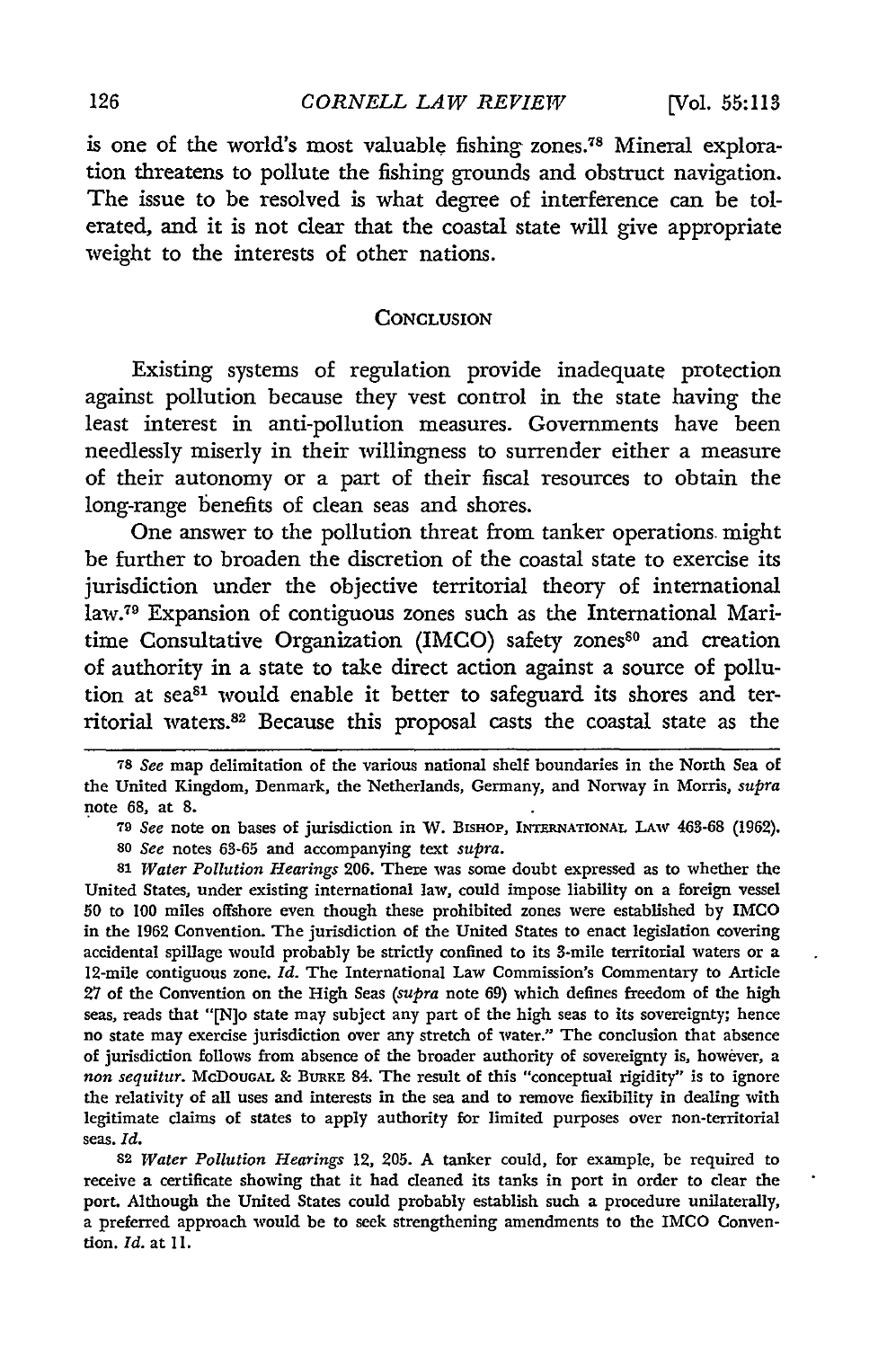is one of the world's most valuable fishing zones.[78] Mineral exploration threatens to pollute the fishing grounds and obstruct navigation. The issue to be resolved is what degree of interference can be tolerated, and it is not clear that the coastal state will give appropriate weight to the interests of other nations.

## Conclusion

Existing systems of regulation provide inadequate protection against pollution because they vest control in the state having the least interest in anti-pollution measures. Governments have been needlessly miserly in their willingness to surrender either a measure of their autonomy or a part of their fiscal resources to obtain the long-range benefits of clean seas and shores.

One answer to the pollution threat from tanker operations might be further to broaden the discretion of the coastal state to exercise its jurisdiction under the objective territorial theory of international law.[79] Expansion of contiguous zones such as the International Maritime Consultative Organization (IMCO) safety zones[80] and creation of authority in a state to take direct action against a source of pollution at sea[81] would enable it better to safeguard its shores and territorial waters.[82] Because this proposal casts the coastal state as the

---

[78] *See* map delimitation of the various national shelf boundaries in the North Sea of the United Kingdom, Denmark, the Netherlands, Germany, and Norway in Morris, *supra* note 68, at 8.

[79] *See* note on bases of jurisdiction in W. Bishop, International Law 463-68 (1962).

[80] *See* notes 63-65 and accompanying text *supra*.

[81] *Water Pollution Hearings* 206. There was some doubt expressed as to whether the United States, under existing international law, could impose liability on a foreign vessel 50 to 100 miles offshore even though these prohibited zones were established by IMCO in the 1962 Convention. The jurisdiction of the United States to enact legislation covering accidental spillage would probably be strictly confined to its 3-mile territorial waters or a 12-mile contiguous zone. *Id.* The International Law Commission's Commentary to Article 27 of the Convention on the High Seas (*supra* note 69) which defines freedom of the high seas, reads that "[N]o state may subject any part of the high seas to its sovereignty; hence no state may exercise jurisdiction over any stretch of water." The conclusion that absence of jurisdiction follows from absence of the broader authority of sovereignty is, however, a *non sequitur*. McDougal & Burke 84. The result of this "conceptual rigidity" is to ignore the relativity of all uses and interests in the sea and to remove flexibility in dealing with legitimate claims of states to apply authority for limited purposes over non-territorial seas. *Id.*

[82] *Water Pollution Hearings* 12, 205. A tanker could, for example, be required to receive a certificate showing that it had cleaned its tanks in port in order to clear the port. Although the United States could probably establish such a procedure unilaterally, a preferred approach would be to seek strengthening amendments to the IMCO Convention. *Id.* at 11.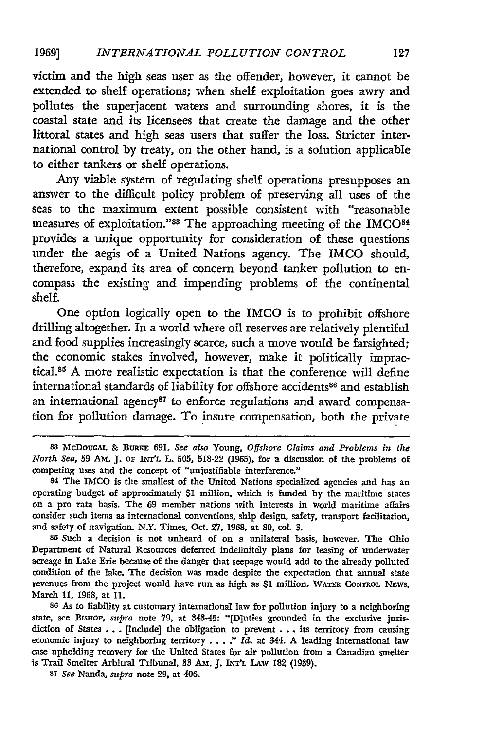victim and the high seas user as the offender, however, it cannot be extended to shelf operations; when shelf exploitation goes awry and pollutes the superjacent waters and surrounding shores, it is the coastal state and its licensees that create the damage and the other littoral states and high seas users that suffer the loss. Stricter international control by treaty, on the other hand, is a solution applicable to either tankers or shelf operations.

Any viable system of regulating shelf operations presupposes an answer to the difficult policy problem of preserving all uses of the seas to the maximum extent possible consistent with "reasonable measures of exploitation."[83] The approaching meeting of the IMCO[84] provides a unique opportunity for consideration of these questions under the aegis of a United Nations agency. The IMCO should, therefore, expand its area of concern beyond tanker pollution to encompass the existing and impending problems of the continental shelf.

One option logically open to the IMCO is to prohibit offshore drilling altogether. In a world where oil reserves are relatively plentiful and food supplies increasingly scarce, such a move would be farsighted; the economic stakes involved, however, make it politically impractical.[85] A more realistic expectation is that the conference will define international standards of liability for offshore accidents[86] and establish an international agency[87] to enforce regulations and award compensation for pollution damage. To insure compensation, both the private

---

83 McDougal & Burke 691. *See also* Young, *Offshore Claims and Problems in the North Sea*, 59 Am. J. of Int'l L. 505, 518-22 (1965), for a discussion of the problems of competing uses and the concept of "unjustifiable interference."

84 The IMCO is the smallest of the United Nations specialized agencies and has an operating budget of approximately $1 million, which is funded by the maritime states on a pro rata basis. The 69 member nations with interests in world maritime affairs consider such items as international conventions, ship design, safety, transport facilitation, and safety of navigation. N.Y. Times, Oct. 27, 1968, at 80, col. 3.

85 Such a decision is not unheard of on a unilateral basis, however. The Ohio Department of Natural Resources deferred indefinitely plans for leasing of underwater acreage in Lake Erie because of the danger that seepage would add to the already polluted condition of the lake. The decision was made despite the expectation that annual state revenues from the project would have run as high as $1 million. Water Control News, March 11, 1968, at 11.

86 As to liability at customary international law for pollution injury to a neighboring state, see Bishop, *supra* note 79, at 343-45: "[D]uties grounded in the exclusive jurisdiction of States . . . [include] the obligation to prevent . . . its territory from causing economic injury to neighboring territory . . . ." *Id.* at 344. A leading international law case upholding recovery for the United States for air pollution from a Canadian smelter is Trail Smelter Arbitral Tribunal, 33 Am. J. Int'l Law 182 (1939).

87 *See* Nanda, *supra* note 29, at 406.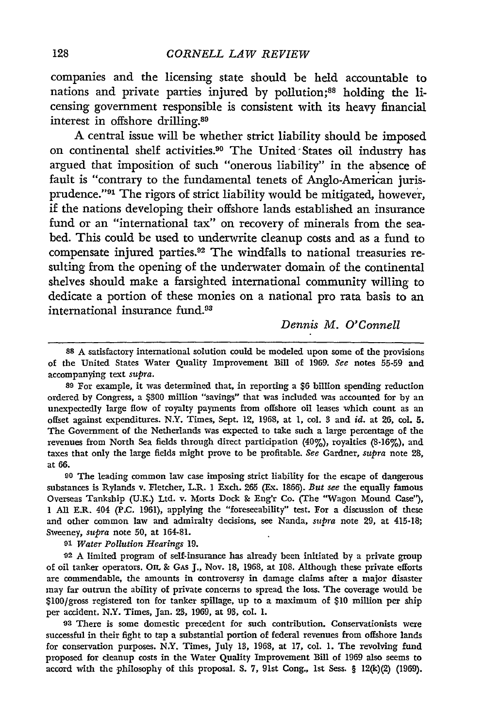companies and the licensing state should be held accountable to nations and private parties injured by pollution;[88] holding the licensing government responsible is consistent with its heavy financial interest in offshore drilling.[89]

A central issue will be whether strict liability should be imposed on continental shelf activities.[90] The United States oil industry has argued that imposition of such "onerous liability" in the absence of fault is "contrary to the fundamental tenets of Anglo-American jurisprudence."[91] The rigors of strict liability would be mitigated, however, if the nations developing their offshore lands established an insurance fund or an "international tax" on recovery of minerals from the seabed. This could be used to underwrite cleanup costs and as a fund to compensate injured parties.[92] The windfalls to national treasuries resulting from the opening of the underwater domain of the continental shelves should make a farsighted international community willing to dedicate a portion of these monies on a national pro rata basis to an international insurance fund.[93]

*Dennis M. O'Connell*

---

88 A satisfactory international solution could be modeled upon some of the provisions of the United States Water Quality Improvement Bill of 1969. *See* notes 55-59 and accompanying text *supra*.

89 For example, it was determined that, in reporting a $6 billion spending reduction ordered by Congress, a $300 million "savings" that was included was accounted for by an unexpectedly large flow of royalty payments from offshore oil leases which count as an offset against expenditures. N.Y. Times, Sept. 12, 1968, at 1, col. 3 and *id.* at 26, col. 5. The Government of the Netherlands was expected to take such a large percentage of the revenues from North Sea fields through direct participation (40%), royalties (8-16%), and taxes that only the large fields might prove to be profitable. *See* Gardner, *supra* note 28, at 66.

90 The leading common law case imposing strict liability for the escape of dangerous substances is Rylands v. Fletcher, L.R. 1 Exch. 265 (Ex. 1866). *But see* the equally famous Overseas Tankship (U.K.) Ltd. v. Morts Dock & Eng'r Co. (The "Wagon Mound Case"), 1 All E.R. 404 (P.C. 1961), applying the "foreseeability" test. For a discussion of these and other common law and admiralty decisions, see Nanda, *supra* note 29, at 415-18; Sweeney, *supra* note 50, at 164-81.

91 *Water Pollution Hearings* 19.

92 A limited program of self-insurance has already been initiated by a private group of oil tanker operators. OIL & GAS J., Nov. 18, 1968, at 108. Although these private efforts are commendable, the amounts in controversy in damage claims after a major disaster may far outrun the ability of private concerns to spread the loss. The coverage would be $100/gross registered ton for tanker spillage, up to a maximum of $10 million per ship per accident. N.Y. Times, Jan. 23, 1969, at 93, col. 1.

93 There is some domestic precedent for such contribution. Conservationists were successful in their fight to tap a substantial portion of federal revenues from offshore lands for conservation purposes. N.Y. Times, July 13, 1968, at 17, col. 1. The revolving fund proposed for cleanup costs in the Water Quality Improvement Bill of 1969 also seems to accord with the philosophy of this proposal. S. 7, 91st Cong., 1st Sess. § 12(k)(2) (1969).